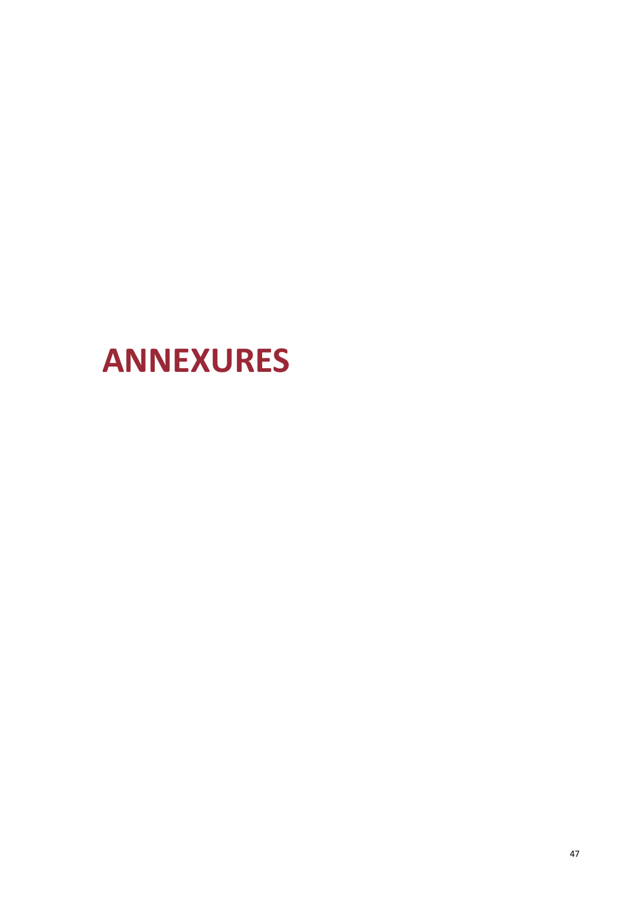# ANNEXURES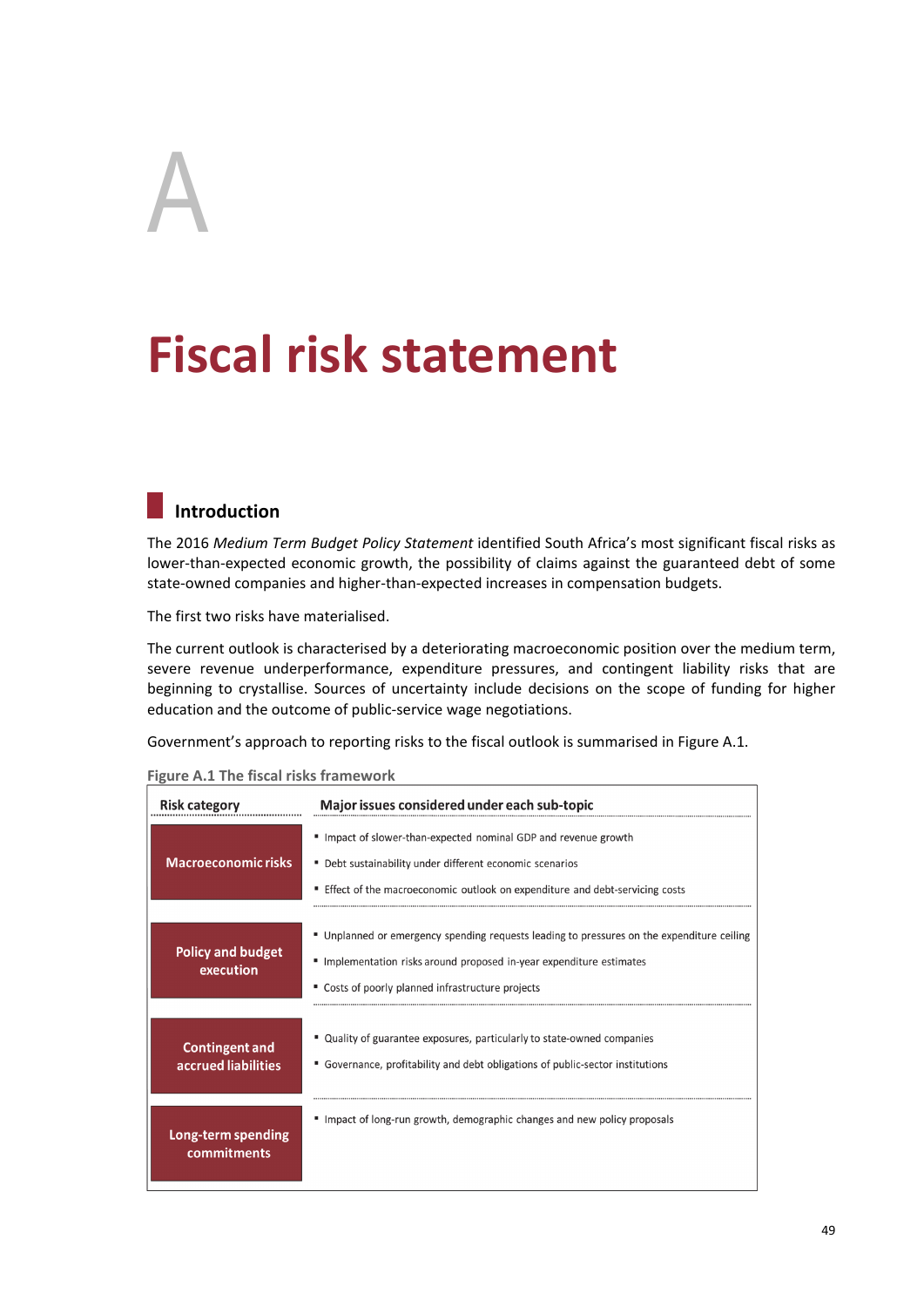# A

# Fiscal risk statement

## Introduction

The 2016 *Medium Term Budget Policy Statement* identified South Africa's most significant fiscal risks as lower-than-expected economic growth, the possibility of claims against the guaranteed debt of some state-owned companies and higher-than-expected increases in compensation budgets.

The first two risks have materialised.

The current outlook is characterised by a deteriorating macroeconomic position over the medium term, severe revenue underperformance, expenditure pressures, and contingent liability risks that are beginning to crystallise. Sources of uncertainty include decisions on the scope of funding for higher education and the outcome of public-service wage negotiations.

Government's approach to reporting risks to the fiscal outlook is summarised in Figure A.1.

**Figure A.1 The fiscal risks framework**

| Risk category | Major issues considered under each sub-topic |
| --- | --- |
| Macroeconomic risks | ▪ Impact of slower-than-expected nominal GDP and revenue growth<br>▪ Debt sustainability under different economic scenarios<br>▪ Effect of the macroeconomic outlook on expenditure and debt-servicing costs |
| Policy and budget execution | ▪ Unplanned or emergency spending requests leading to pressures on the expenditure ceiling<br>▪ Implementation risks around proposed in-year expenditure estimates<br>▪ Costs of poorly planned infrastructure projects |
| Contingent and accrued liabilities | ▪ Quality of guarantee exposures, particularly to state-owned companies<br>▪ Governance, profitability and debt obligations of public-sector institutions |
| Long-term spending commitments | ▪ Impact of long-run growth, demographic changes and new policy proposals |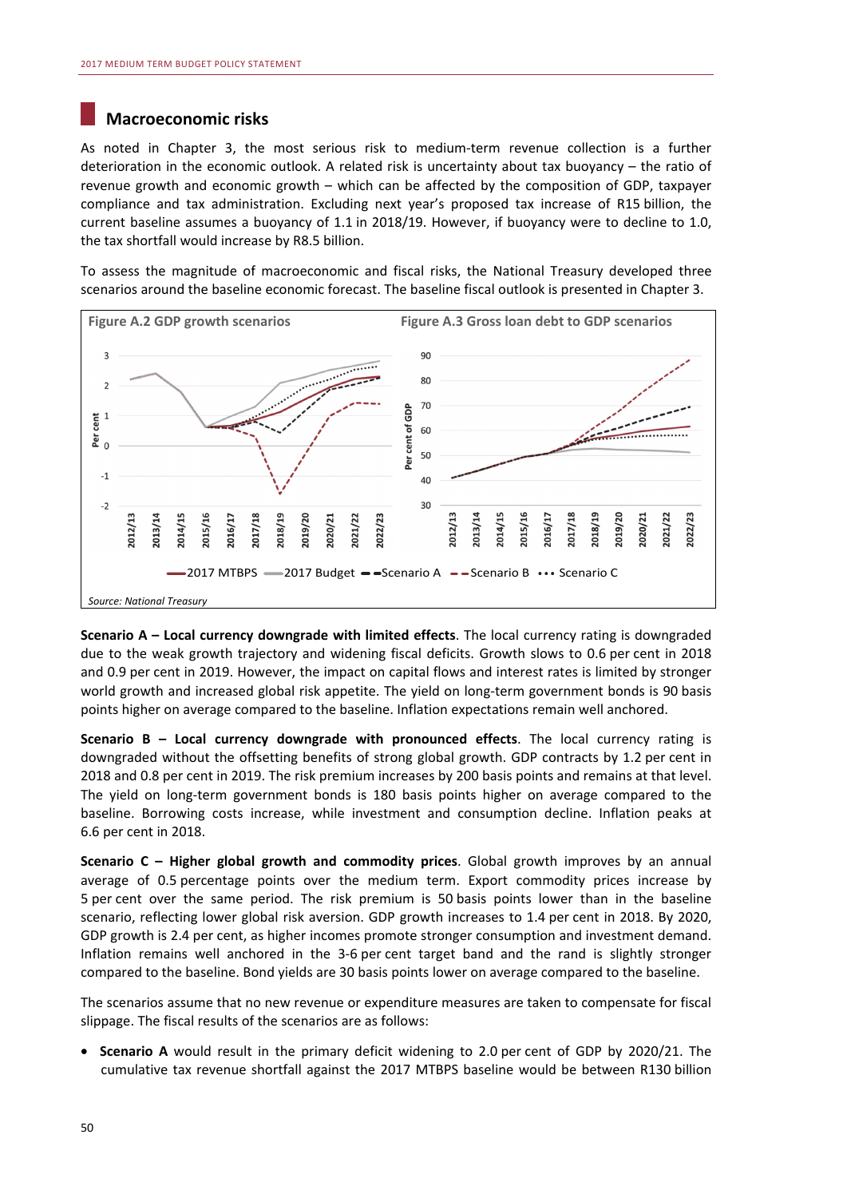## Macroeconomic risks

As noted in Chapter 3, the most serious risk to medium-term revenue collection is a further deterioration in the economic outlook. A related risk is uncertainty about tax buoyancy – the ratio of revenue growth and economic growth – which can be affected by the composition of GDP, taxpayer compliance and tax administration. Excluding next year's proposed tax increase of R15 billion, the current baseline assumes a buoyancy of 1.1 in 2018/19. However, if buoyancy were to decline to 1.0, the tax shortfall would increase by R8.5 billion.

To assess the magnitude of macroeconomic and fiscal risks, the National Treasury developed three scenarios around the baseline economic forecast. The baseline fiscal outlook is presented in Chapter 3.

**Figure A.2 GDP growth scenarios**

**Figure A.3 Gross loan debt to GDP scenarios**

*Source: National Treasury*

**Scenario A – Local currency downgrade with limited effects**. The local currency rating is downgraded due to the weak growth trajectory and widening fiscal deficits. Growth slows to 0.6 per cent in 2018 and 0.9 per cent in 2019. However, the impact on capital flows and interest rates is limited by stronger world growth and increased global risk appetite. The yield on long-term government bonds is 90 basis points higher on average compared to the baseline. Inflation expectations remain well anchored.

**Scenario B – Local currency downgrade with pronounced effects**. The local currency rating is downgraded without the offsetting benefits of strong global growth. GDP contracts by 1.2 per cent in 2018 and 0.8 per cent in 2019. The risk premium increases by 200 basis points and remains at that level. The yield on long-term government bonds is 180 basis points higher on average compared to the baseline. Borrowing costs increase, while investment and consumption decline. Inflation peaks at 6.6 per cent in 2018.

**Scenario C – Higher global growth and commodity prices**. Global growth improves by an annual average of 0.5 percentage points over the medium term. Export commodity prices increase by 5 per cent over the same period. The risk premium is 50 basis points lower than in the baseline scenario, reflecting lower global risk aversion. GDP growth increases to 1.4 per cent in 2018. By 2020, GDP growth is 2.4 per cent, as higher incomes promote stronger consumption and investment demand. Inflation remains well anchored in the 3-6 per cent target band and the rand is slightly stronger compared to the baseline. Bond yields are 30 basis points lower on average compared to the baseline.

The scenarios assume that no new revenue or expenditure measures are taken to compensate for fiscal slippage. The fiscal results of the scenarios are as follows:

- **Scenario A** would result in the primary deficit widening to 2.0 per cent of GDP by 2020/21. The cumulative tax revenue shortfall against the 2017 MTBPS baseline would be between R130 billion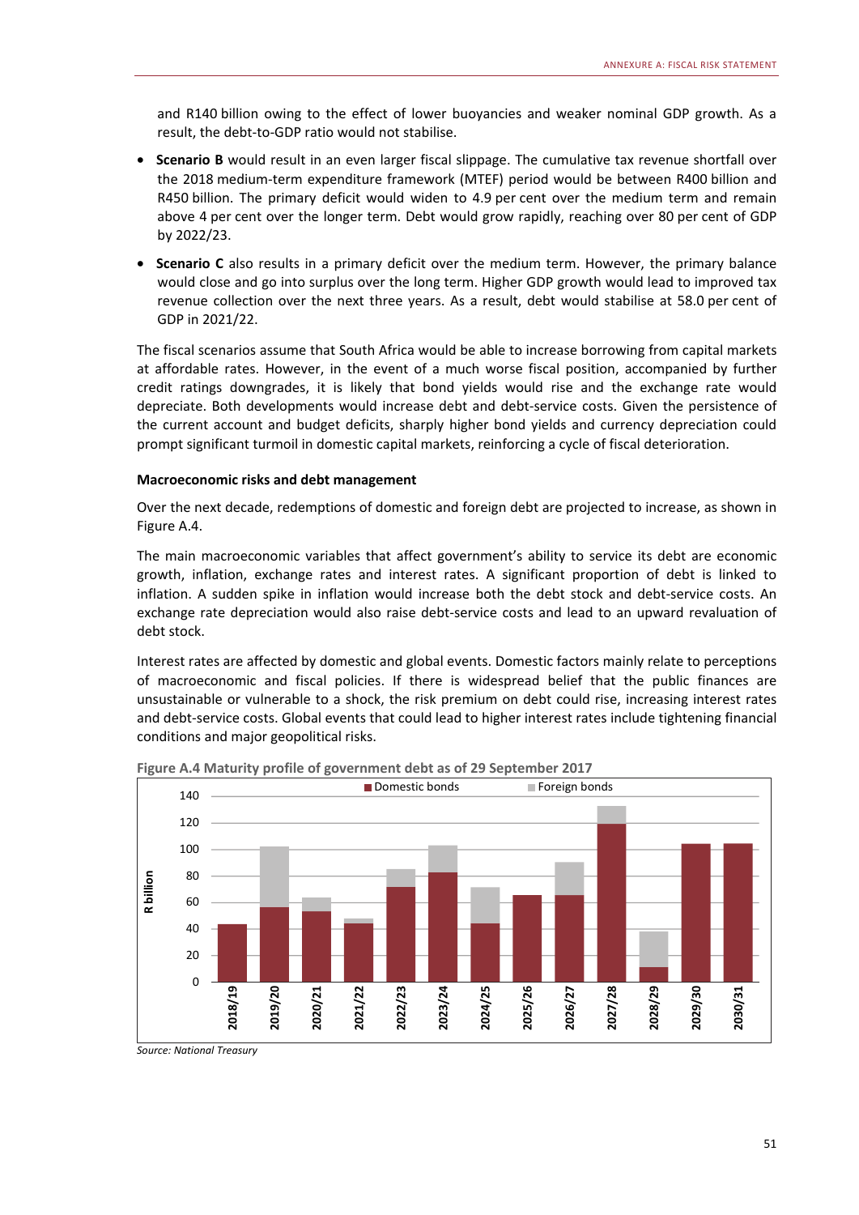and R140 billion owing to the effect of lower buoyancies and weaker nominal GDP growth. As a result, the debt-to-GDP ratio would not stabilise.

- **Scenario B** would result in an even larger fiscal slippage. The cumulative tax revenue shortfall over the 2018 medium-term expenditure framework (MTEF) period would be between R400 billion and R450 billion. The primary deficit would widen to 4.9 per cent over the medium term and remain above 4 per cent over the longer term. Debt would grow rapidly, reaching over 80 per cent of GDP by 2022/23.
- **Scenario C** also results in a primary deficit over the medium term. However, the primary balance would close and go into surplus over the long term. Higher GDP growth would lead to improved tax revenue collection over the next three years. As a result, debt would stabilise at 58.0 per cent of GDP in 2021/22.

The fiscal scenarios assume that South Africa would be able to increase borrowing from capital markets at affordable rates. However, in the event of a much worse fiscal position, accompanied by further credit ratings downgrades, it is likely that bond yields would rise and the exchange rate would depreciate. Both developments would increase debt and debt-service costs. Given the persistence of the current account and budget deficits, sharply higher bond yields and currency depreciation could prompt significant turmoil in domestic capital markets, reinforcing a cycle of fiscal deterioration.

**Macroeconomic risks and debt management**

Over the next decade, redemptions of domestic and foreign debt are projected to increase, as shown in Figure A.4.

The main macroeconomic variables that affect government's ability to service its debt are economic growth, inflation, exchange rates and interest rates. A significant proportion of debt is linked to inflation. A sudden spike in inflation would increase both the debt stock and debt-service costs. An exchange rate depreciation would also raise debt-service costs and lead to an upward revaluation of debt stock.

Interest rates are affected by domestic and global events. Domestic factors mainly relate to perceptions of macroeconomic and fiscal policies. If there is widespread belief that the public finances are unsustainable or vulnerable to a shock, the risk premium on debt could rise, increasing interest rates and debt-service costs. Global events that could lead to higher interest rates include tightening financial conditions and major geopolitical risks.

**Figure A.4 Maturity profile of government debt as of 29 September 2017**

*Source: National Treasury*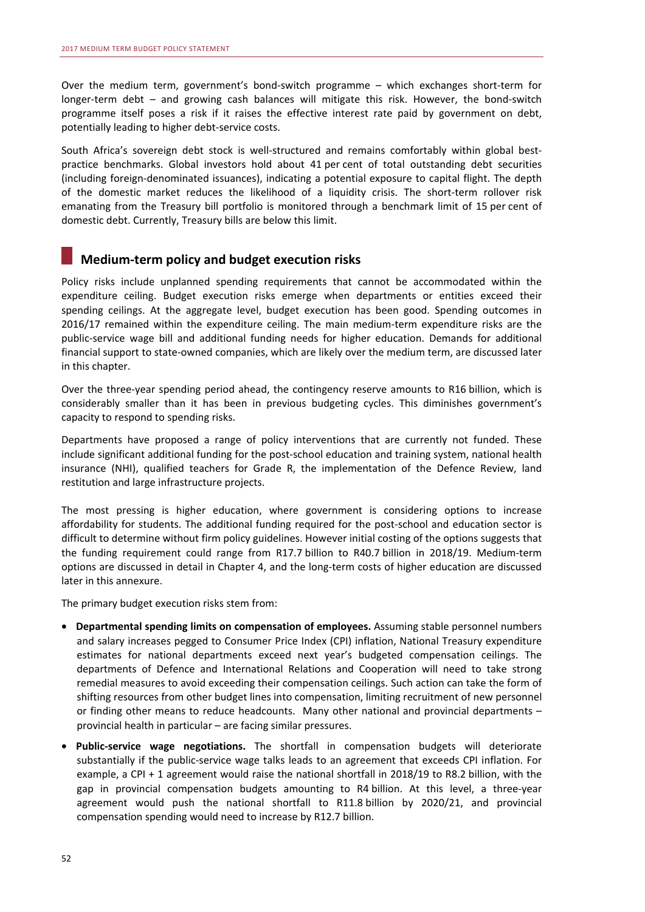Over the medium term, government's bond-switch programme – which exchanges short-term for longer-term debt – and growing cash balances will mitigate this risk. However, the bond-switch programme itself poses a risk if it raises the effective interest rate paid by government on debt, potentially leading to higher debt-service costs.

South Africa's sovereign debt stock is well-structured and remains comfortably within global best-practice benchmarks. Global investors hold about 41 per cent of total outstanding debt securities (including foreign-denominated issuances), indicating a potential exposure to capital flight. The depth of the domestic market reduces the likelihood of a liquidity crisis. The short-term rollover risk emanating from the Treasury bill portfolio is monitored through a benchmark limit of 15 per cent of domestic debt. Currently, Treasury bills are below this limit.

## Medium-term policy and budget execution risks

Policy risks include unplanned spending requirements that cannot be accommodated within the expenditure ceiling. Budget execution risks emerge when departments or entities exceed their spending ceilings. At the aggregate level, budget execution has been good. Spending outcomes in 2016/17 remained within the expenditure ceiling. The main medium-term expenditure risks are the public-service wage bill and additional funding needs for higher education. Demands for additional financial support to state-owned companies, which are likely over the medium term, are discussed later in this chapter.

Over the three-year spending period ahead, the contingency reserve amounts to R16 billion, which is considerably smaller than it has been in previous budgeting cycles. This diminishes government's capacity to respond to spending risks.

Departments have proposed a range of policy interventions that are currently not funded. These include significant additional funding for the post-school education and training system, national health insurance (NHI), qualified teachers for Grade R, the implementation of the Defence Review, land restitution and large infrastructure projects.

The most pressing is higher education, where government is considering options to increase affordability for students. The additional funding required for the post-school and education sector is difficult to determine without firm policy guidelines. However initial costing of the options suggests that the funding requirement could range from R17.7 billion to R40.7 billion in 2018/19. Medium-term options are discussed in detail in Chapter 4, and the long-term costs of higher education are discussed later in this annexure.

The primary budget execution risks stem from:

- **Departmental spending limits on compensation of employees.** Assuming stable personnel numbers and salary increases pegged to Consumer Price Index (CPI) inflation, National Treasury expenditure estimates for national departments exceed next year's budgeted compensation ceilings. The departments of Defence and International Relations and Cooperation will need to take strong remedial measures to avoid exceeding their compensation ceilings. Such action can take the form of shifting resources from other budget lines into compensation, limiting recruitment of new personnel or finding other means to reduce headcounts. Many other national and provincial departments – provincial health in particular – are facing similar pressures.
- **Public-service wage negotiations.** The shortfall in compensation budgets will deteriorate substantially if the public-service wage talks leads to an agreement that exceeds CPI inflation. For example, a CPI + 1 agreement would raise the national shortfall in 2018/19 to R8.2 billion, with the gap in provincial compensation budgets amounting to R4 billion. At this level, a three-year agreement would push the national shortfall to R11.8 billion by 2020/21, and provincial compensation spending would need to increase by R12.7 billion.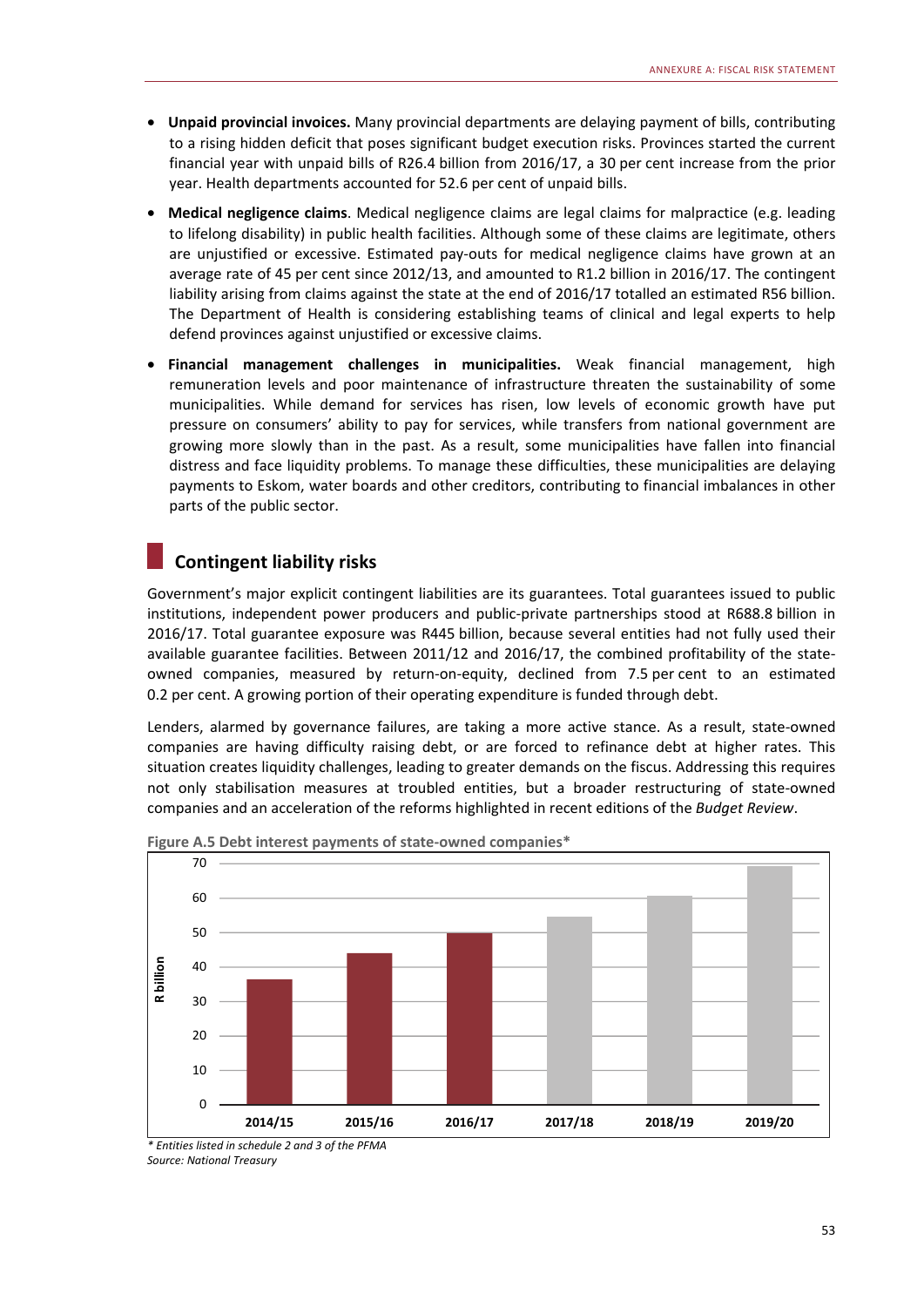- **Unpaid provincial invoices.** Many provincial departments are delaying payment of bills, contributing to a rising hidden deficit that poses significant budget execution risks. Provinces started the current financial year with unpaid bills of R26.4 billion from 2016/17, a 30 per cent increase from the prior year. Health departments accounted for 52.6 per cent of unpaid bills.
- **Medical negligence claims**. Medical negligence claims are legal claims for malpractice (e.g. leading to lifelong disability) in public health facilities. Although some of these claims are legitimate, others are unjustified or excessive. Estimated pay-outs for medical negligence claims have grown at an average rate of 45 per cent since 2012/13, and amounted to R1.2 billion in 2016/17. The contingent liability arising from claims against the state at the end of 2016/17 totalled an estimated R56 billion. The Department of Health is considering establishing teams of clinical and legal experts to help defend provinces against unjustified or excessive claims.
- **Financial management challenges in municipalities.** Weak financial management, high remuneration levels and poor maintenance of infrastructure threaten the sustainability of some municipalities. While demand for services has risen, low levels of economic growth have put pressure on consumers' ability to pay for services, while transfers from national government are growing more slowly than in the past. As a result, some municipalities have fallen into financial distress and face liquidity problems. To manage these difficulties, these municipalities are delaying payments to Eskom, water boards and other creditors, contributing to financial imbalances in other parts of the public sector.

## Contingent liability risks

Government's major explicit contingent liabilities are its guarantees. Total guarantees issued to public institutions, independent power producers and public-private partnerships stood at R688.8 billion in 2016/17. Total guarantee exposure was R445 billion, because several entities had not fully used their available guarantee facilities. Between 2011/12 and 2016/17, the combined profitability of the state-owned companies, measured by return-on-equity, declined from 7.5 per cent to an estimated 0.2 per cent. A growing portion of their operating expenditure is funded through debt.

Lenders, alarmed by governance failures, are taking a more active stance. As a result, state-owned companies are having difficulty raising debt, or are forced to refinance debt at higher rates. This situation creates liquidity challenges, leading to greater demands on the fiscus. Addressing this requires not only stabilisation measures at troubled entities, but a broader restructuring of state-owned companies and an acceleration of the reforms highlighted in recent editions of the *Budget Review*.

**Figure A.5 Debt interest payments of state-owned companies***

*\* Entities listed in schedule 2 and 3 of the PFMA*
*Source: National Treasury*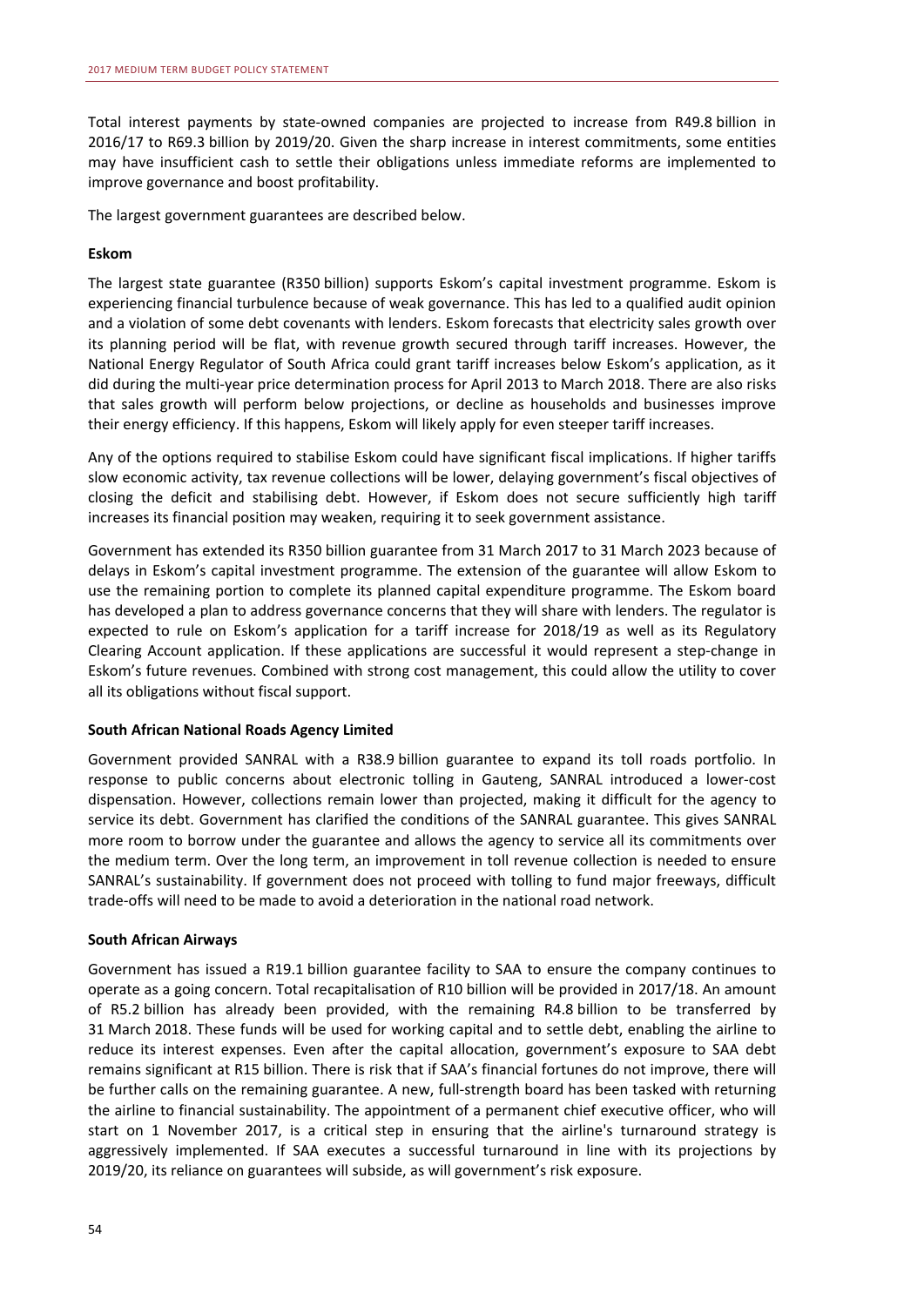Total interest payments by state-owned companies are projected to increase from R49.8 billion in 2016/17 to R69.3 billion by 2019/20. Given the sharp increase in interest commitments, some entities may have insufficient cash to settle their obligations unless immediate reforms are implemented to improve governance and boost profitability.

The largest government guarantees are described below.

**Eskom**

The largest state guarantee (R350 billion) supports Eskom's capital investment programme. Eskom is experiencing financial turbulence because of weak governance. This has led to a qualified audit opinion and a violation of some debt covenants with lenders. Eskom forecasts that electricity sales growth over its planning period will be flat, with revenue growth secured through tariff increases. However, the National Energy Regulator of South Africa could grant tariff increases below Eskom's application, as it did during the multi-year price determination process for April 2013 to March 2018. There are also risks that sales growth will perform below projections, or decline as households and businesses improve their energy efficiency. If this happens, Eskom will likely apply for even steeper tariff increases.

Any of the options required to stabilise Eskom could have significant fiscal implications. If higher tariffs slow economic activity, tax revenue collections will be lower, delaying government's fiscal objectives of closing the deficit and stabilising debt. However, if Eskom does not secure sufficiently high tariff increases its financial position may weaken, requiring it to seek government assistance.

Government has extended its R350 billion guarantee from 31 March 2017 to 31 March 2023 because of delays in Eskom's capital investment programme. The extension of the guarantee will allow Eskom to use the remaining portion to complete its planned capital expenditure programme. The Eskom board has developed a plan to address governance concerns that they will share with lenders. The regulator is expected to rule on Eskom's application for a tariff increase for 2018/19 as well as its Regulatory Clearing Account application. If these applications are successful it would represent a step-change in Eskom's future revenues. Combined with strong cost management, this could allow the utility to cover all its obligations without fiscal support.

**South African National Roads Agency Limited**

Government provided SANRAL with a R38.9 billion guarantee to expand its toll roads portfolio. In response to public concerns about electronic tolling in Gauteng, SANRAL introduced a lower-cost dispensation. However, collections remain lower than projected, making it difficult for the agency to service its debt. Government has clarified the conditions of the SANRAL guarantee. This gives SANRAL more room to borrow under the guarantee and allows the agency to service all its commitments over the medium term. Over the long term, an improvement in toll revenue collection is needed to ensure SANRAL's sustainability. If government does not proceed with tolling to fund major freeways, difficult trade-offs will need to be made to avoid a deterioration in the national road network.

**South African Airways**

Government has issued a R19.1 billion guarantee facility to SAA to ensure the company continues to operate as a going concern. Total recapitalisation of R10 billion will be provided in 2017/18. An amount of R5.2 billion has already been provided, with the remaining R4.8 billion to be transferred by 31 March 2018. These funds will be used for working capital and to settle debt, enabling the airline to reduce its interest expenses. Even after the capital allocation, government's exposure to SAA debt remains significant at R15 billion. There is risk that if SAA's financial fortunes do not improve, there will be further calls on the remaining guarantee. A new, full-strength board has been tasked with returning the airline to financial sustainability. The appointment of a permanent chief executive officer, who will start on 1 November 2017, is a critical step in ensuring that the airline's turnaround strategy is aggressively implemented. If SAA executes a successful turnaround in line with its projections by 2019/20, its reliance on guarantees will subside, as will government's risk exposure.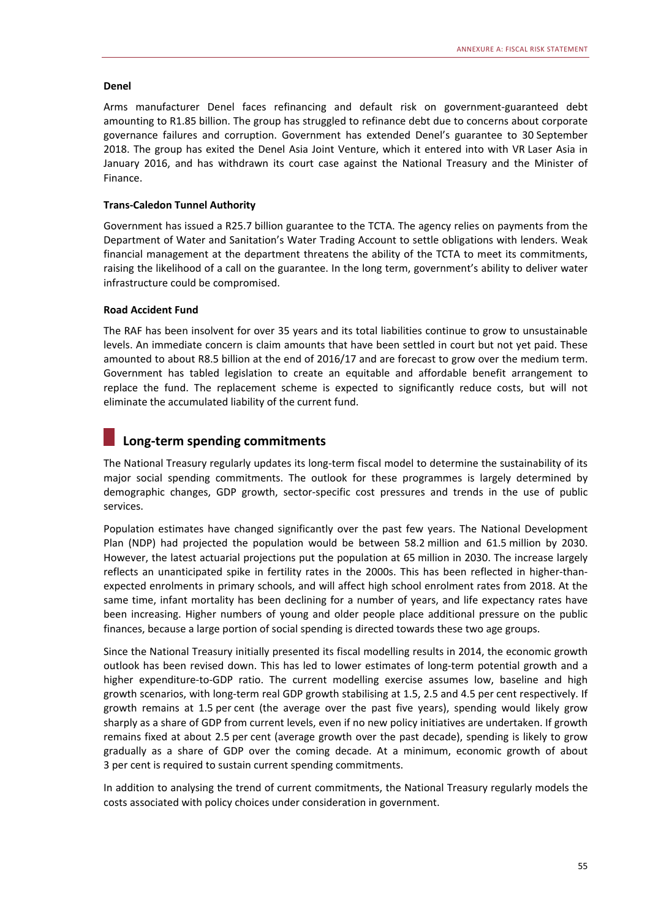### Denel

Arms manufacturer Denel faces refinancing and default risk on government-guaranteed debt amounting to R1.85 billion. The group has struggled to refinance debt due to concerns about corporate governance failures and corruption. Government has extended Denel's guarantee to 30 September 2018. The group has exited the Denel Asia Joint Venture, which it entered into with VR Laser Asia in January 2016, and has withdrawn its court case against the National Treasury and the Minister of Finance.

### Trans-Caledon Tunnel Authority

Government has issued a R25.7 billion guarantee to the TCTA. The agency relies on payments from the Department of Water and Sanitation's Water Trading Account to settle obligations with lenders. Weak financial management at the department threatens the ability of the TCTA to meet its commitments, raising the likelihood of a call on the guarantee. In the long term, government's ability to deliver water infrastructure could be compromised.

### Road Accident Fund

The RAF has been insolvent for over 35 years and its total liabilities continue to grow to unsustainable levels. An immediate concern is claim amounts that have been settled in court but not yet paid. These amounted to about R8.5 billion at the end of 2016/17 and are forecast to grow over the medium term. Government has tabled legislation to create an equitable and affordable benefit arrangement to replace the fund. The replacement scheme is expected to significantly reduce costs, but will not eliminate the accumulated liability of the current fund.

## Long-term spending commitments

The National Treasury regularly updates its long-term fiscal model to determine the sustainability of its major social spending commitments. The outlook for these programmes is largely determined by demographic changes, GDP growth, sector-specific cost pressures and trends in the use of public services.

Population estimates have changed significantly over the past few years. The National Development Plan (NDP) had projected the population would be between 58.2 million and 61.5 million by 2030. However, the latest actuarial projections put the population at 65 million in 2030. The increase largely reflects an unanticipated spike in fertility rates in the 2000s. This has been reflected in higher-than-expected enrolments in primary schools, and will affect high school enrolment rates from 2018. At the same time, infant mortality has been declining for a number of years, and life expectancy rates have been increasing. Higher numbers of young and older people place additional pressure on the public finances, because a large portion of social spending is directed towards these two age groups.

Since the National Treasury initially presented its fiscal modelling results in 2014, the economic growth outlook has been revised down. This has led to lower estimates of long-term potential growth and a higher expenditure-to-GDP ratio. The current modelling exercise assumes low, baseline and high growth scenarios, with long-term real GDP growth stabilising at 1.5, 2.5 and 4.5 per cent respectively. If growth remains at 1.5 per cent (the average over the past five years), spending would likely grow sharply as a share of GDP from current levels, even if no new policy initiatives are undertaken. If growth remains fixed at about 2.5 per cent (average growth over the past decade), spending is likely to grow gradually as a share of GDP over the coming decade. At a minimum, economic growth of about 3 per cent is required to sustain current spending commitments.

In addition to analysing the trend of current commitments, the National Treasury regularly models the costs associated with policy choices under consideration in government.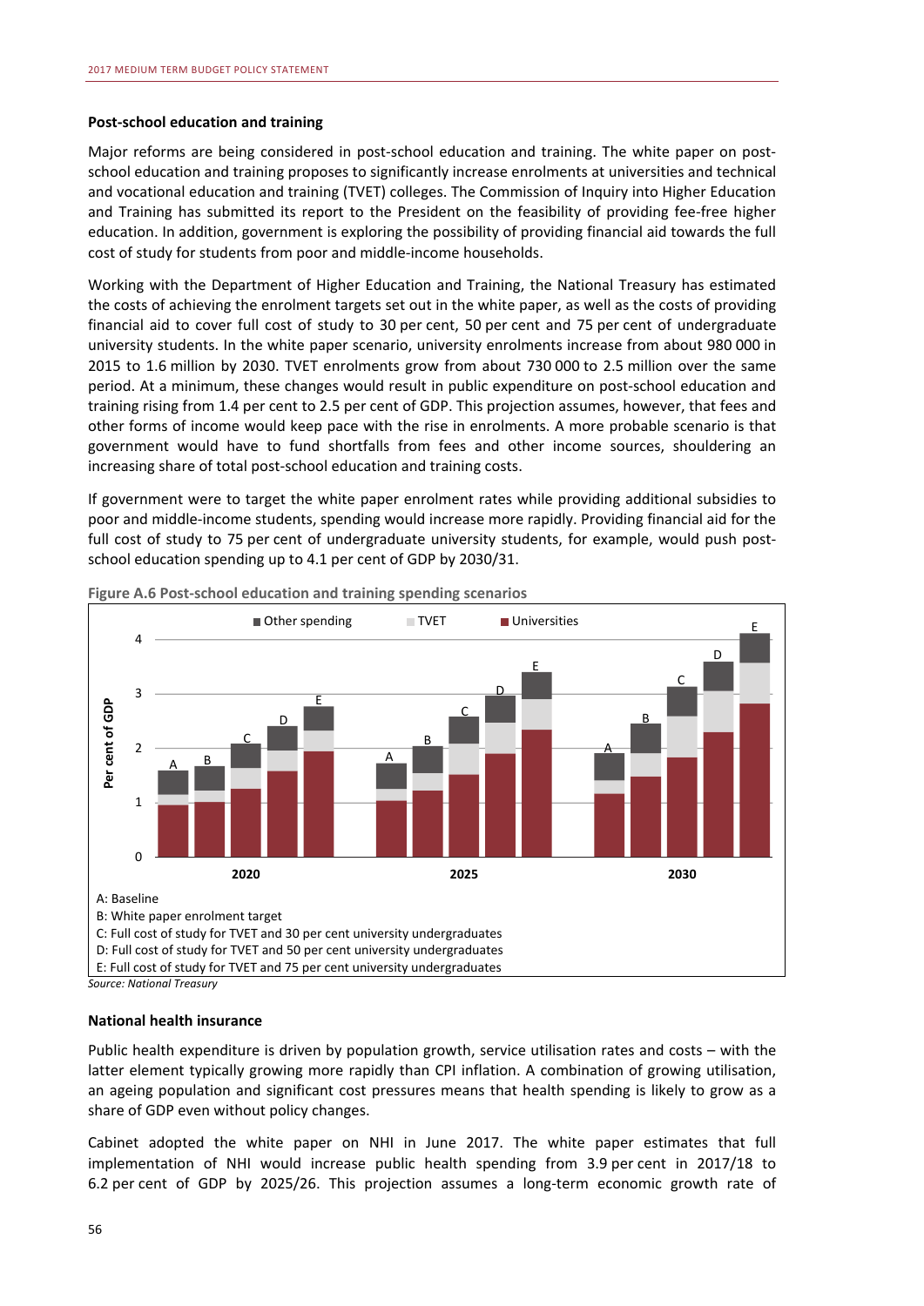### Post-school education and training

Major reforms are being considered in post-school education and training. The white paper on post-school education and training proposes to significantly increase enrolments at universities and technical and vocational education and training (TVET) colleges. The Commission of Inquiry into Higher Education and Training has submitted its report to the President on the feasibility of providing fee-free higher education. In addition, government is exploring the possibility of providing financial aid towards the full cost of study for students from poor and middle-income households.

Working with the Department of Higher Education and Training, the National Treasury has estimated the costs of achieving the enrolment targets set out in the white paper, as well as the costs of providing financial aid to cover full cost of study to 30 per cent, 50 per cent and 75 per cent of undergraduate university students. In the white paper scenario, university enrolments increase from about 980 000 in 2015 to 1.6 million by 2030. TVET enrolments grow from about 730 000 to 2.5 million over the same period. At a minimum, these changes would result in public expenditure on post-school education and training rising from 1.4 per cent to 2.5 per cent of GDP. This projection assumes, however, that fees and other forms of income would keep pace with the rise in enrolments. A more probable scenario is that government would have to fund shortfalls from fees and other income sources, shouldering an increasing share of total post-school education and training costs.

If government were to target the white paper enrolment rates while providing additional subsidies to poor and middle-income students, spending would increase more rapidly. Providing financial aid for the full cost of study to 75 per cent of undergraduate university students, for example, would push post-school education spending up to 4.1 per cent of GDP by 2030/31.

**Figure A.6 Post-school education and training spending scenarios**

A: Baseline
B: White paper enrolment target
C: Full cost of study for TVET and 30 per cent university undergraduates
D: Full cost of study for TVET and 50 per cent university undergraduates
E: Full cost of study for TVET and 75 per cent university undergraduates

*Source: National Treasury*

### National health insurance

Public health expenditure is driven by population growth, service utilisation rates and costs – with the latter element typically growing more rapidly than CPI inflation. A combination of growing utilisation, an ageing population and significant cost pressures means that health spending is likely to grow as a share of GDP even without policy changes.

Cabinet adopted the white paper on NHI in June 2017. The white paper estimates that full implementation of NHI would increase public health spending from 3.9 per cent in 2017/18 to 6.2 per cent of GDP by 2025/26. This projection assumes a long-term economic growth rate of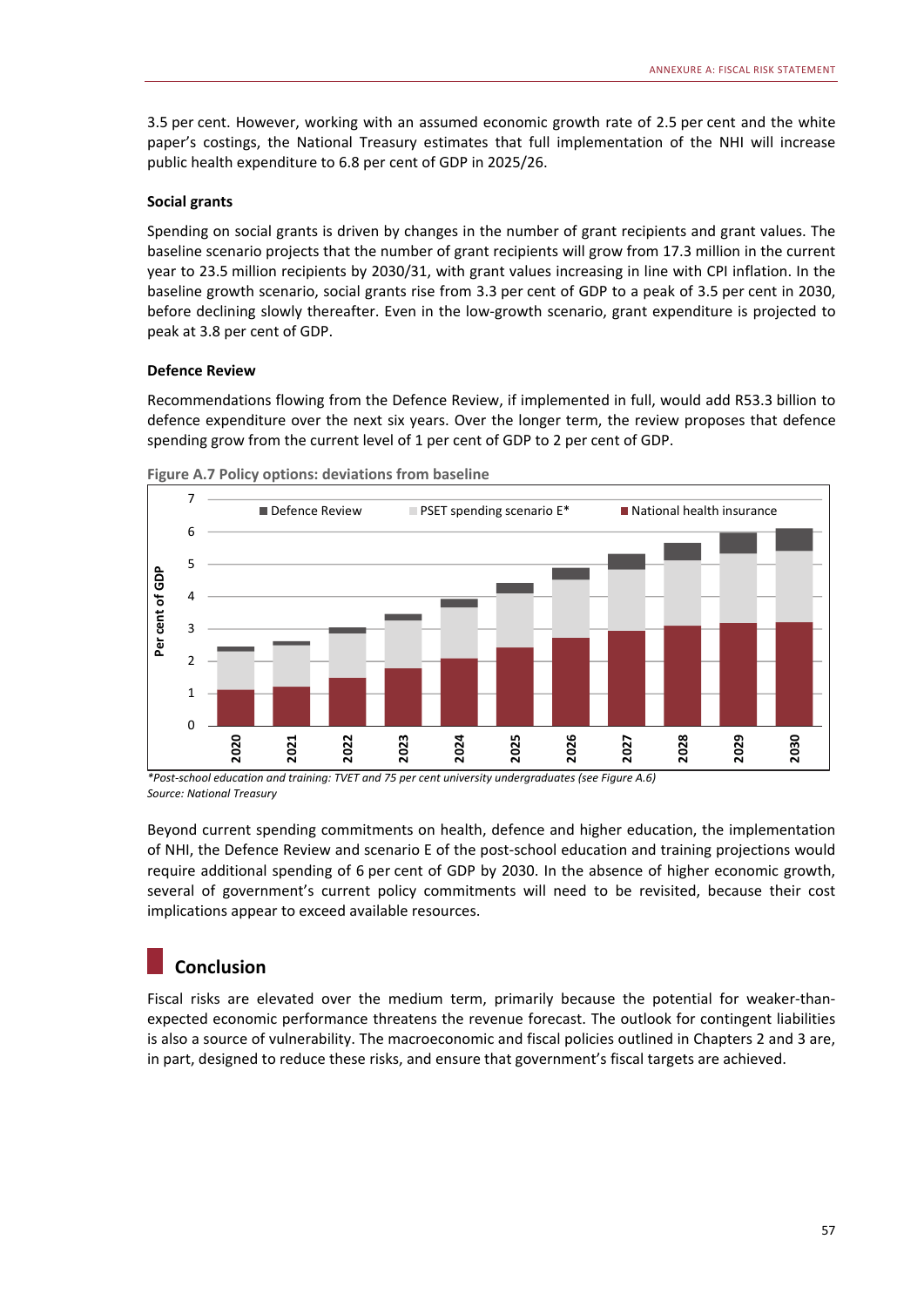3.5 per cent. However, working with an assumed economic growth rate of 2.5 per cent and the white paper's costings, the National Treasury estimates that full implementation of the NHI will increase public health expenditure to 6.8 per cent of GDP in 2025/26.

### Social grants

Spending on social grants is driven by changes in the number of grant recipients and grant values. The baseline scenario projects that the number of grant recipients will grow from 17.3 million in the current year to 23.5 million recipients by 2030/31, with grant values increasing in line with CPI inflation. In the baseline growth scenario, social grants rise from 3.3 per cent of GDP to a peak of 3.5 per cent in 2030, before declining slowly thereafter. Even in the low-growth scenario, grant expenditure is projected to peak at 3.8 per cent of GDP.

### Defence Review

Recommendations flowing from the Defence Review, if implemented in full, would add R53.3 billion to defence expenditure over the next six years. Over the longer term, the review proposes that defence spending grow from the current level of 1 per cent of GDP to 2 per cent of GDP.

**Figure A.7 Policy options: deviations from baseline**

*Post-school education and training: TVET and 75 per cent university undergraduates (see Figure A.6)
*Source: National Treasury*

Beyond current spending commitments on health, defence and higher education, the implementation of NHI, the Defence Review and scenario E of the post-school education and training projections would require additional spending of 6 per cent of GDP by 2030. In the absence of higher economic growth, several of government's current policy commitments will need to be revisited, because their cost implications appear to exceed available resources.

## Conclusion

Fiscal risks are elevated over the medium term, primarily because the potential for weaker-than-expected economic performance threatens the revenue forecast. The outlook for contingent liabilities is also a source of vulnerability. The macroeconomic and fiscal policies outlined in Chapters 2 and 3 are, in part, designed to reduce these risks, and ensure that government's fiscal targets are achieved.